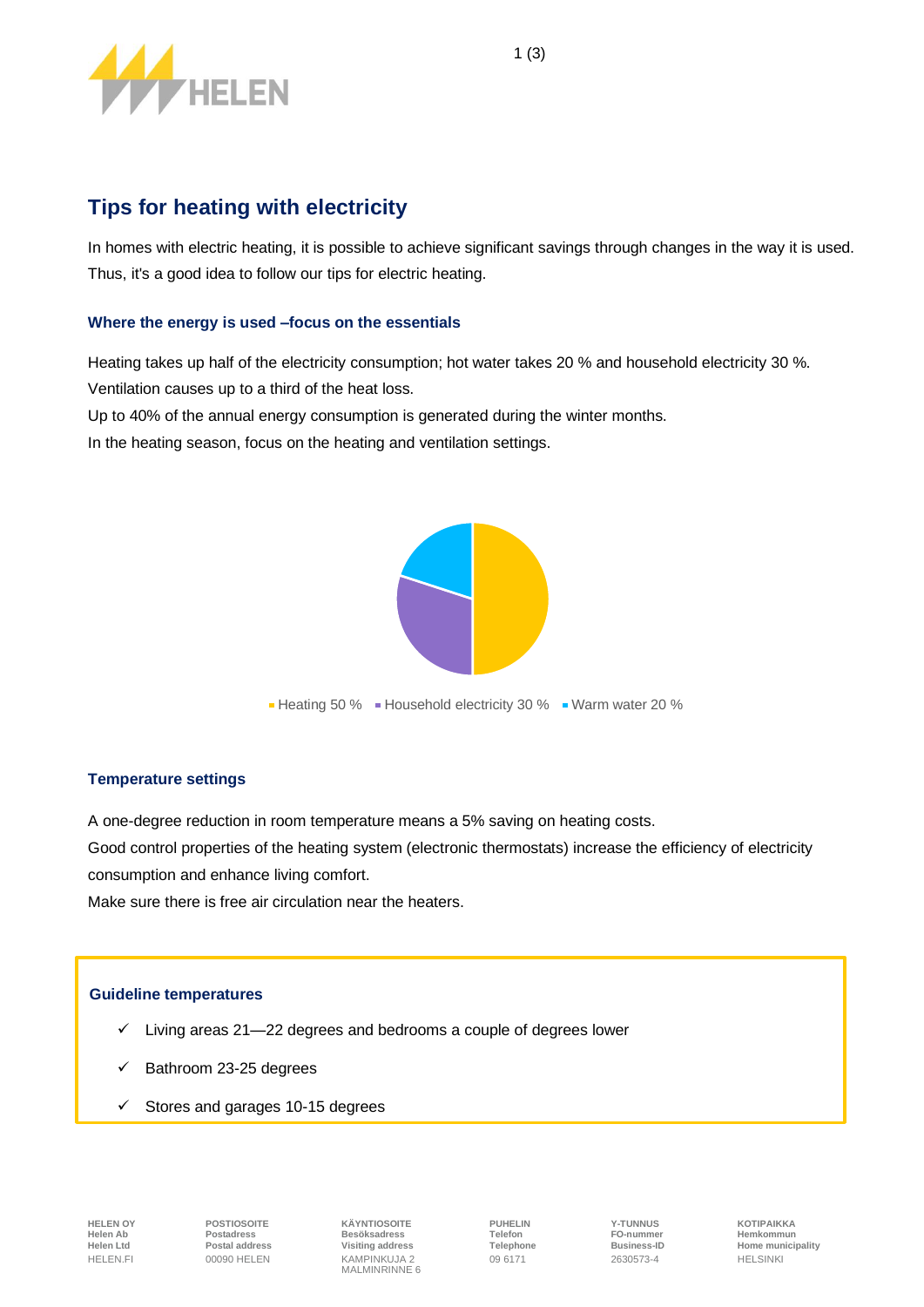# Tips for heating with electricity

In homes with electric heating, it is possible to achieve significant savings through changes in the way it is used. Thus, it's a good idea to follow our tips for electric heating.

### Where the energy is used –focus on the essentials

Heating takes up half of the electricity consumption; hot water takes 20 % and household electricity 30 %.
Ventilation causes up to a third of the heat loss.
Up to 40% of the annual energy consumption is generated during the winter months.
In the heating season, focus on the heating and ventilation settings.

Heating 50 % · Household electricity 30 % · Warm water 20 %

### Temperature settings

A one-degree reduction in room temperature means a 5% saving on heating costs.
Good control properties of the heating system (electronic thermostats) increase the efficiency of electricity consumption and enhance living comfort.
Make sure there is free air circulation near the heaters.

**Guideline temperatures**

- ✓ Living areas 21—22 degrees and bedrooms a couple of degrees lower
- ✓ Bathroom 23-25 degrees
- ✓ Stores and garages 10-15 degrees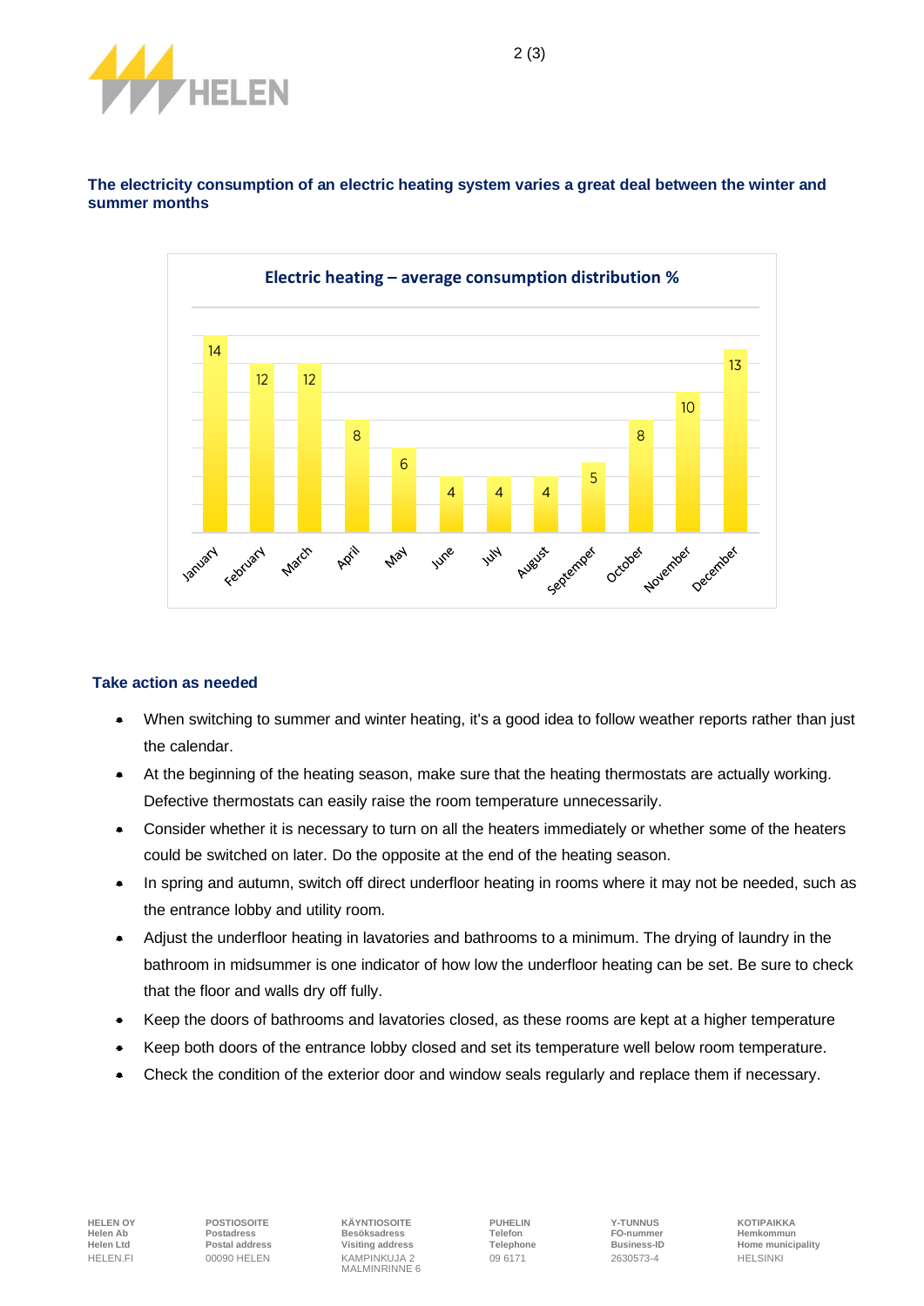**The electricity consumption of an electric heating system varies a great deal between the winter and summer months**

**Electric heating – average consumption distribution %**

| Month | % |
|---|---|
| January | 14 |
| February | 12 |
| March | 12 |
| April | 8 |
| May | 6 |
| June | 4 |
| July | 4 |
| August | 4 |
| September | 5 |
| October | 8 |
| November | 10 |
| December | 13 |

## Take action as needed

- When switching to summer and winter heating, it's a good idea to follow weather reports rather than just the calendar.
- At the beginning of the heating season, make sure that the heating thermostats are actually working. Defective thermostats can easily raise the room temperature unnecessarily.
- Consider whether it is necessary to turn on all the heaters immediately or whether some of the heaters could be switched on later. Do the opposite at the end of the heating season.
- In spring and autumn, switch off direct underfloor heating in rooms where it may not be needed, such as the entrance lobby and utility room.
- Adjust the underfloor heating in lavatories and bathrooms to a minimum. The drying of laundry in the bathroom in midsummer is one indicator of how low the underfloor heating can be set. Be sure to check that the floor and walls dry off fully.
- Keep the doors of bathrooms and lavatories closed, as these rooms are kept at a higher temperature
- Keep both doors of the entrance lobby closed and set its temperature well below room temperature.
- Check the condition of the exterior door and window seals regularly and replace them if necessary.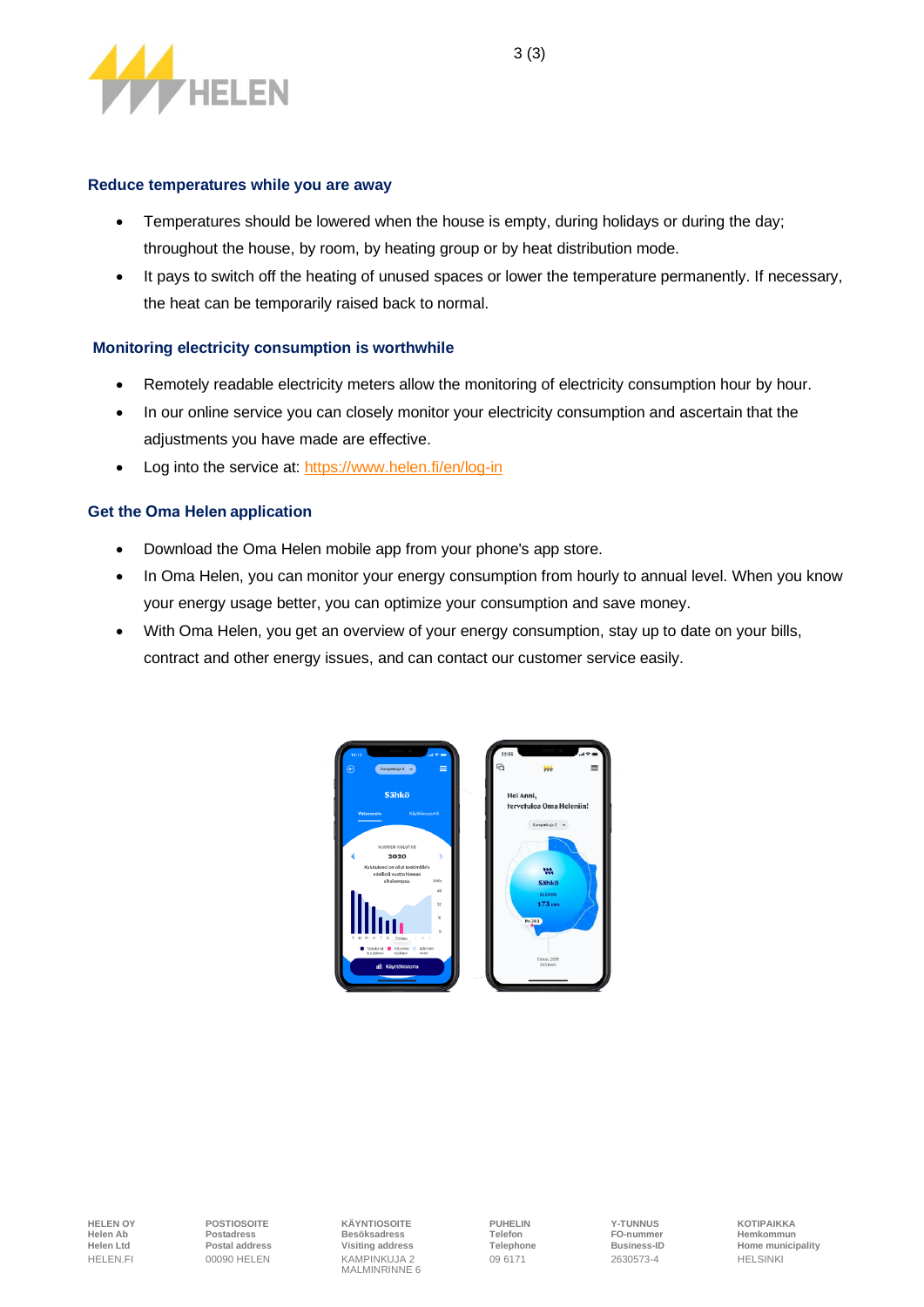## Reduce temperatures while you are away

- Temperatures should be lowered when the house is empty, during holidays or during the day; throughout the house, by room, by heating group or by heat distribution mode.
- It pays to switch off the heating of unused spaces or lower the temperature permanently. If necessary, the heat can be temporarily raised back to normal.

## Monitoring electricity consumption is worthwhile

- Remotely readable electricity meters allow the monitoring of electricity consumption hour by hour.
- In our online service you can closely monitor your electricity consumption and ascertain that the adjustments you have made are effective.
- Log into the service at: https://www.helen.fi/en/log-in

## Get the Oma Helen application

- Download the Oma Helen mobile app from your phone's app store.
- In Oma Helen, you can monitor your energy consumption from hourly to annual level. When you know your energy usage better, you can optimize your consumption and save money.
- With Oma Helen, you get an overview of your energy consumption, stay up to date on your bills, contract and other energy issues, and can contact our customer service easily.

| HELEN OY | POSTIOSOITE | KÄYNTIOSOITE | PUHELIN | Y-TUNNUS | KOTIPAIKKA |
|---|---|---|---|---|---|
| Helen Ab | Postadress | Besöksadress | Telefon | FO-nummer | Hemkommun |
| Helen Ltd | Postal address | Visiting address | Telephone | Business-ID | Home municipality |
| HELEN.FI | 00090 HELEN | KAMPINKUJA 2 MALMINRINNE 6 | 09 6171 | 2630573-4 | HELSINKI |